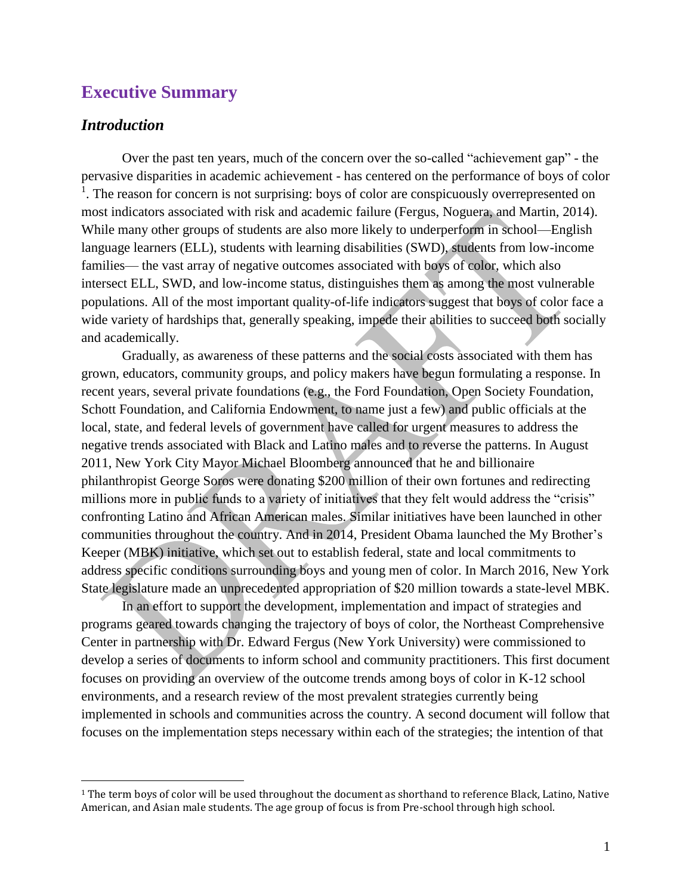## Executive Summary

### *Introduction*

Over the past ten years, much of the concern over the so-called "achievement gap" - the pervasive disparities in academic achievement - has centered on the performance of boys of color [1]. The reason for concern is not surprising: boys of color are conspicuously overrepresented on most indicators associated with risk and academic failure (Fergus, Noguera, and Martin, 2014). While many other groups of students are also more likely to underperform in school—English language learners (ELL), students with learning disabilities (SWD), students from low-income families— the vast array of negative outcomes associated with boys of color, which also intersect ELL, SWD, and low-income status, distinguishes them as among the most vulnerable populations. All of the most important quality-of-life indicators suggest that boys of color face a wide variety of hardships that, generally speaking, impede their abilities to succeed both socially and academically.

Gradually, as awareness of these patterns and the social costs associated with them has grown, educators, community groups, and policy makers have begun formulating a response. In recent years, several private foundations (e.g., the Ford Foundation, Open Society Foundation, Schott Foundation, and California Endowment, to name just a few) and public officials at the local, state, and federal levels of government have called for urgent measures to address the negative trends associated with Black and Latino males and to reverse the patterns. In August 2011, New York City Mayor Michael Bloomberg announced that he and billionaire philanthropist George Soros were donating $200 million of their own fortunes and redirecting millions more in public funds to a variety of initiatives that they felt would address the "crisis" confronting Latino and African American males. Similar initiatives have been launched in other communities throughout the country. And in 2014, President Obama launched the My Brother's Keeper (MBK) initiative, which set out to establish federal, state and local commitments to address specific conditions surrounding boys and young men of color. In March 2016, New York State legislature made an unprecedented appropriation of $20 million towards a state-level MBK.

In an effort to support the development, implementation and impact of strategies and programs geared towards changing the trajectory of boys of color, the Northeast Comprehensive Center in partnership with Dr. Edward Fergus (New York University) were commissioned to develop a series of documents to inform school and community practitioners. This first document focuses on providing an overview of the outcome trends among boys of color in K-12 school environments, and a research review of the most prevalent strategies currently being implemented in schools and communities across the country. A second document will follow that focuses on the implementation steps necessary within each of the strategies; the intention of that

[1] The term boys of color will be used throughout the document as shorthand to reference Black, Latino, Native American, and Asian male students. The age group of focus is from Pre-school through high school.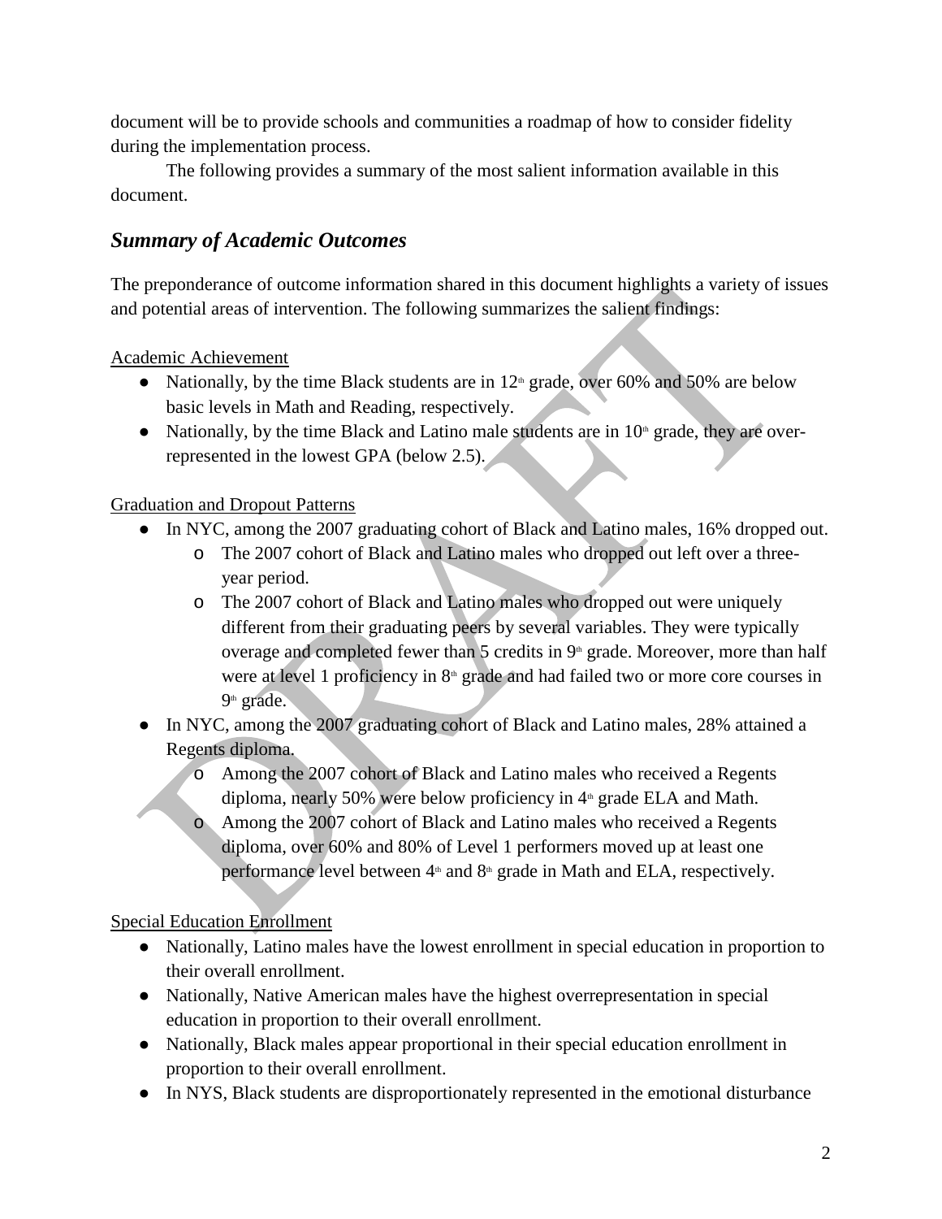document will be to provide schools and communities a roadmap of how to consider fidelity during the implementation process.

The following provides a summary of the most salient information available in this document.

## *Summary of Academic Outcomes*

The preponderance of outcome information shared in this document highlights a variety of issues and potential areas of intervention. The following summarizes the salient findings:

Academic Achievement

- Nationally, by the time Black students are in 12th grade, over 60% and 50% are below basic levels in Math and Reading, respectively.
- Nationally, by the time Black and Latino male students are in 10th grade, they are over-represented in the lowest GPA (below 2.5).

Graduation and Dropout Patterns

- In NYC, among the 2007 graduating cohort of Black and Latino males, 16% dropped out.
  - The 2007 cohort of Black and Latino males who dropped out left over a three-year period.
  - The 2007 cohort of Black and Latino males who dropped out were uniquely different from their graduating peers by several variables. They were typically overage and completed fewer than 5 credits in 9th grade. Moreover, more than half were at level 1 proficiency in 8th grade and had failed two or more core courses in 9th grade.
- In NYC, among the 2007 graduating cohort of Black and Latino males, 28% attained a Regents diploma.
  - Among the 2007 cohort of Black and Latino males who received a Regents diploma, nearly 50% were below proficiency in 4th grade ELA and Math.
  - Among the 2007 cohort of Black and Latino males who received a Regents diploma, over 60% and 80% of Level 1 performers moved up at least one performance level between 4th and 8th grade in Math and ELA, respectively.

Special Education Enrollment

- Nationally, Latino males have the lowest enrollment in special education in proportion to their overall enrollment.
- Nationally, Native American males have the highest overrepresentation in special education in proportion to their overall enrollment.
- Nationally, Black males appear proportional in their special education enrollment in proportion to their overall enrollment.
- In NYS, Black students are disproportionately represented in the emotional disturbance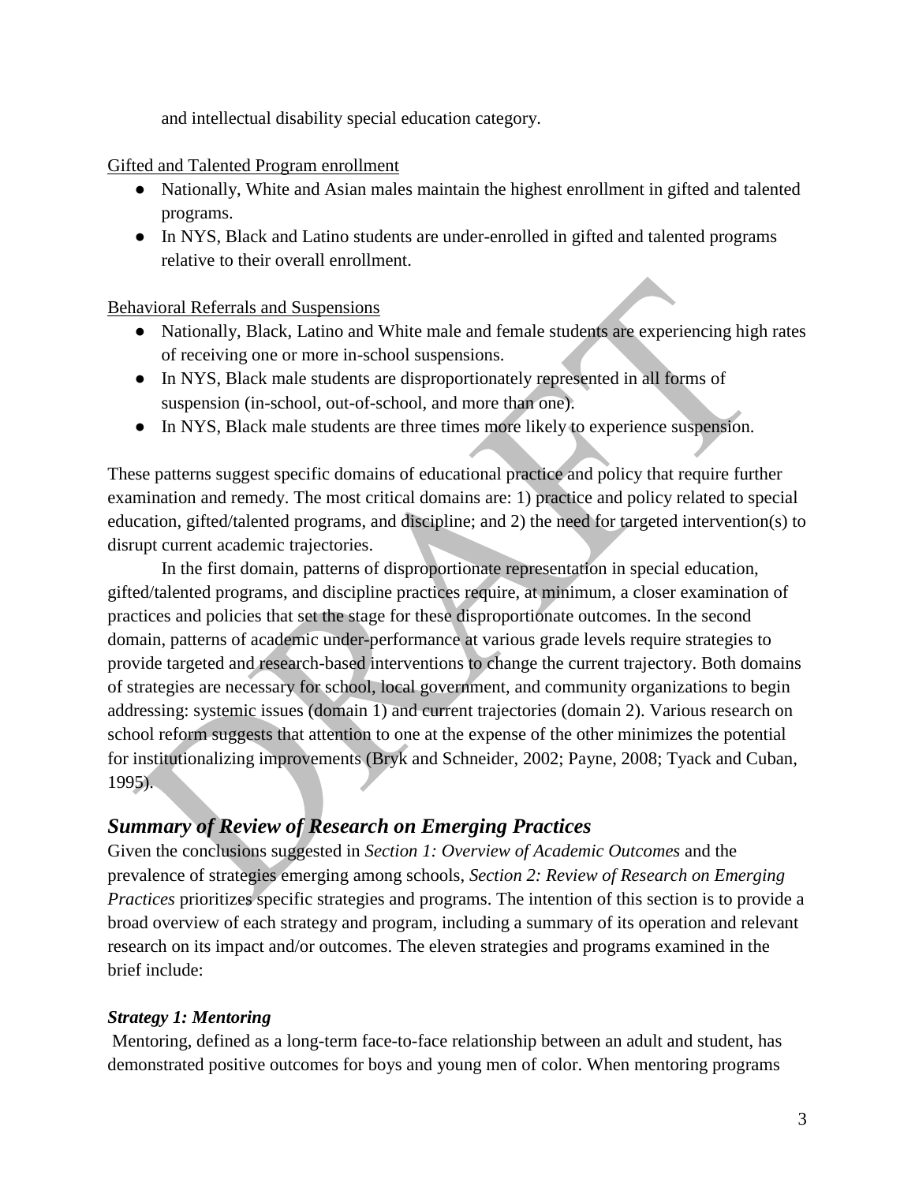and intellectual disability special education category.

Gifted and Talented Program enrollment

- Nationally, White and Asian males maintain the highest enrollment in gifted and talented programs.
- In NYS, Black and Latino students are under-enrolled in gifted and talented programs relative to their overall enrollment.

Behavioral Referrals and Suspensions

- Nationally, Black, Latino and White male and female students are experiencing high rates of receiving one or more in-school suspensions.
- In NYS, Black male students are disproportionately represented in all forms of suspension (in-school, out-of-school, and more than one).
- In NYS, Black male students are three times more likely to experience suspension.

These patterns suggest specific domains of educational practice and policy that require further examination and remedy. The most critical domains are: 1) practice and policy related to special education, gifted/talented programs, and discipline; and 2) the need for targeted intervention(s) to disrupt current academic trajectories.

In the first domain, patterns of disproportionate representation in special education, gifted/talented programs, and discipline practices require, at minimum, a closer examination of practices and policies that set the stage for these disproportionate outcomes. In the second domain, patterns of academic under-performance at various grade levels require strategies to provide targeted and research-based interventions to change the current trajectory. Both domains of strategies are necessary for school, local government, and community organizations to begin addressing: systemic issues (domain 1) and current trajectories (domain 2). Various research on school reform suggests that attention to one at the expense of the other minimizes the potential for institutionalizing improvements (Bryk and Schneider, 2002; Payne, 2008; Tyack and Cuban, 1995).

## *Summary of Review of Research on Emerging Practices*

Given the conclusions suggested in *Section 1: Overview of Academic Outcomes* and the prevalence of strategies emerging among schools, *Section 2: Review of Research on Emerging Practices* prioritizes specific strategies and programs. The intention of this section is to provide a broad overview of each strategy and program, including a summary of its operation and relevant research on its impact and/or outcomes. The eleven strategies and programs examined in the brief include:

### *Strategy 1: Mentoring*

Mentoring, defined as a long-term face-to-face relationship between an adult and student, has demonstrated positive outcomes for boys and young men of color. When mentoring programs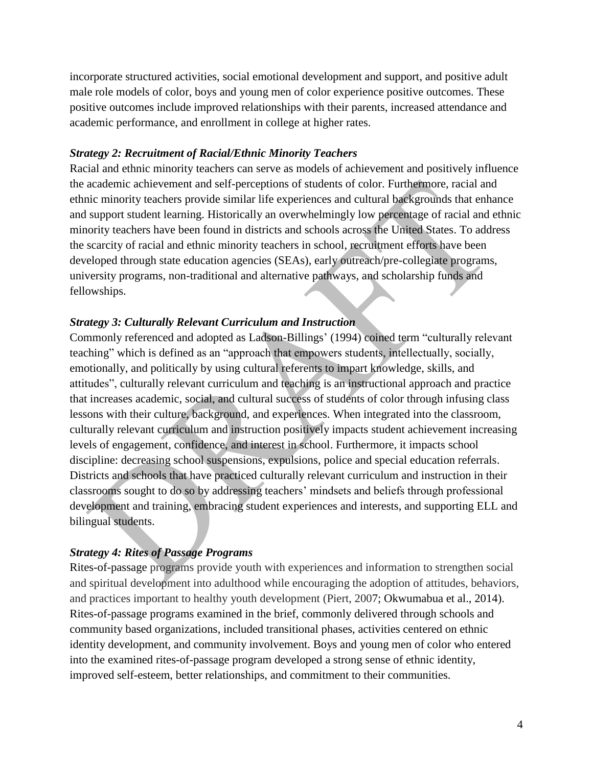incorporate structured activities, social emotional development and support, and positive adult male role models of color, boys and young men of color experience positive outcomes. These positive outcomes include improved relationships with their parents, increased attendance and academic performance, and enrollment in college at higher rates.

### *Strategy 2: Recruitment of Racial/Ethnic Minority Teachers*

Racial and ethnic minority teachers can serve as models of achievement and positively influence the academic achievement and self-perceptions of students of color. Furthermore, racial and ethnic minority teachers provide similar life experiences and cultural backgrounds that enhance and support student learning. Historically an overwhelmingly low percentage of racial and ethnic minority teachers have been found in districts and schools across the United States. To address the scarcity of racial and ethnic minority teachers in school, recruitment efforts have been developed through state education agencies (SEAs), early outreach/pre-collegiate programs, university programs, non-traditional and alternative pathways, and scholarship funds and fellowships.

### *Strategy 3: Culturally Relevant Curriculum and Instruction*

Commonly referenced and adopted as Ladson-Billings' (1994) coined term "culturally relevant teaching" which is defined as an "approach that empowers students, intellectually, socially, emotionally, and politically by using cultural referents to impart knowledge, skills, and attitudes", culturally relevant curriculum and teaching is an instructional approach and practice that increases academic, social, and cultural success of students of color through infusing class lessons with their culture, background, and experiences. When integrated into the classroom, culturally relevant curriculum and instruction positively impacts student achievement increasing levels of engagement, confidence, and interest in school. Furthermore, it impacts school discipline: decreasing school suspensions, expulsions, police and special education referrals. Districts and schools that have practiced culturally relevant curriculum and instruction in their classrooms sought to do so by addressing teachers' mindsets and beliefs through professional development and training, embracing student experiences and interests, and supporting ELL and bilingual students.

### *Strategy 4: Rites of Passage Programs*

Rites-of-passage programs provide youth with experiences and information to strengthen social and spiritual development into adulthood while encouraging the adoption of attitudes, behaviors, and practices important to healthy youth development (Piert, 2007; Okwumabua et al., 2014). Rites-of-passage programs examined in the brief, commonly delivered through schools and community based organizations, included transitional phases, activities centered on ethnic identity development, and community involvement. Boys and young men of color who entered into the examined rites-of-passage program developed a strong sense of ethnic identity, improved self-esteem, better relationships, and commitment to their communities.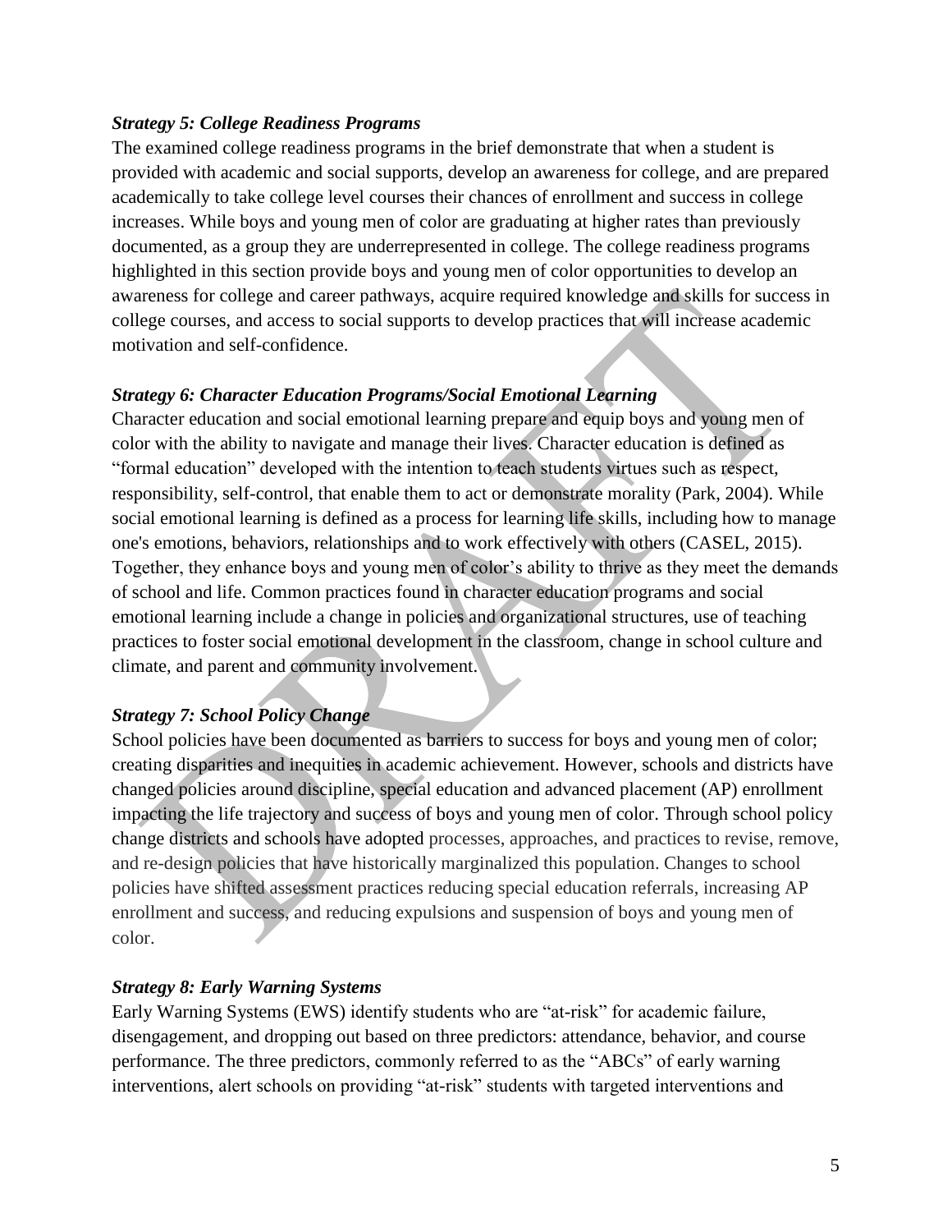***Strategy 5: College Readiness Programs***

The examined college readiness programs in the brief demonstrate that when a student is provided with academic and social supports, develop an awareness for college, and are prepared academically to take college level courses their chances of enrollment and success in college increases. While boys and young men of color are graduating at higher rates than previously documented, as a group they are underrepresented in college. The college readiness programs highlighted in this section provide boys and young men of color opportunities to develop an awareness for college and career pathways, acquire required knowledge and skills for success in college courses, and access to social supports to develop practices that will increase academic motivation and self-confidence.

***Strategy 6: Character Education Programs/Social Emotional Learning***

Character education and social emotional learning prepare and equip boys and young men of color with the ability to navigate and manage their lives. Character education is defined as "formal education" developed with the intention to teach students virtues such as respect, responsibility, self-control, that enable them to act or demonstrate morality (Park, 2004). While social emotional learning is defined as a process for learning life skills, including how to manage one's emotions, behaviors, relationships and to work effectively with others (CASEL, 2015). Together, they enhance boys and young men of color's ability to thrive as they meet the demands of school and life. Common practices found in character education programs and social emotional learning include a change in policies and organizational structures, use of teaching practices to foster social emotional development in the classroom, change in school culture and climate, and parent and community involvement.

***Strategy 7: School Policy Change***

School policies have been documented as barriers to success for boys and young men of color; creating disparities and inequities in academic achievement. However, schools and districts have changed policies around discipline, special education and advanced placement (AP) enrollment impacting the life trajectory and success of boys and young men of color. Through school policy change districts and schools have adopted processes, approaches, and practices to revise, remove, and re-design policies that have historically marginalized this population. Changes to school policies have shifted assessment practices reducing special education referrals, increasing AP enrollment and success, and reducing expulsions and suspension of boys and young men of color.

***Strategy 8: Early Warning Systems***

Early Warning Systems (EWS) identify students who are "at-risk" for academic failure, disengagement, and dropping out based on three predictors: attendance, behavior, and course performance. The three predictors, commonly referred to as the "ABCs" of early warning interventions, alert schools on providing "at-risk" students with targeted interventions and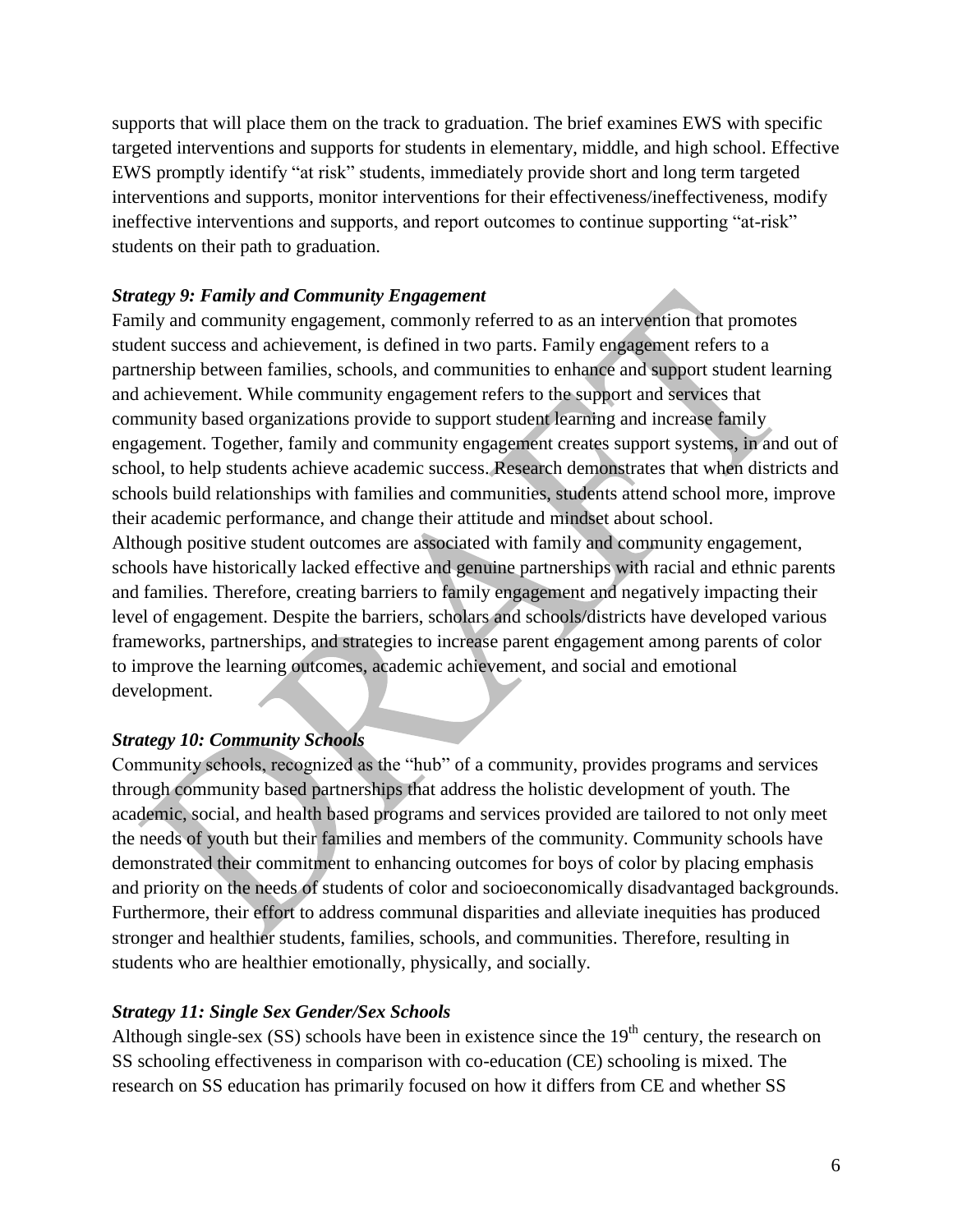supports that will place them on the track to graduation. The brief examines EWS with specific targeted interventions and supports for students in elementary, middle, and high school. Effective EWS promptly identify "at risk" students, immediately provide short and long term targeted interventions and supports, monitor interventions for their effectiveness/ineffectiveness, modify ineffective interventions and supports, and report outcomes to continue supporting "at-risk" students on their path to graduation.

***Strategy 9: Family and Community Engagement***

Family and community engagement, commonly referred to as an intervention that promotes student success and achievement, is defined in two parts. Family engagement refers to a partnership between families, schools, and communities to enhance and support student learning and achievement. While community engagement refers to the support and services that community based organizations provide to support student learning and increase family engagement. Together, family and community engagement creates support systems, in and out of school, to help students achieve academic success. Research demonstrates that when districts and schools build relationships with families and communities, students attend school more, improve their academic performance, and change their attitude and mindset about school.

Although positive student outcomes are associated with family and community engagement, schools have historically lacked effective and genuine partnerships with racial and ethnic parents and families. Therefore, creating barriers to family engagement and negatively impacting their level of engagement. Despite the barriers, scholars and schools/districts have developed various frameworks, partnerships, and strategies to increase parent engagement among parents of color to improve the learning outcomes, academic achievement, and social and emotional development.

***Strategy 10: Community Schools***

Community schools, recognized as the "hub" of a community, provides programs and services through community based partnerships that address the holistic development of youth. The academic, social, and health based programs and services provided are tailored to not only meet the needs of youth but their families and members of the community. Community schools have demonstrated their commitment to enhancing outcomes for boys of color by placing emphasis and priority on the needs of students of color and socioeconomically disadvantaged backgrounds. Furthermore, their effort to address communal disparities and alleviate inequities has produced stronger and healthier students, families, schools, and communities. Therefore, resulting in students who are healthier emotionally, physically, and socially.

***Strategy 11: Single Sex Gender/Sex Schools***

Although single-sex (SS) schools have been in existence since the 19th century, the research on SS schooling effectiveness in comparison with co-education (CE) schooling is mixed. The research on SS education has primarily focused on how it differs from CE and whether SS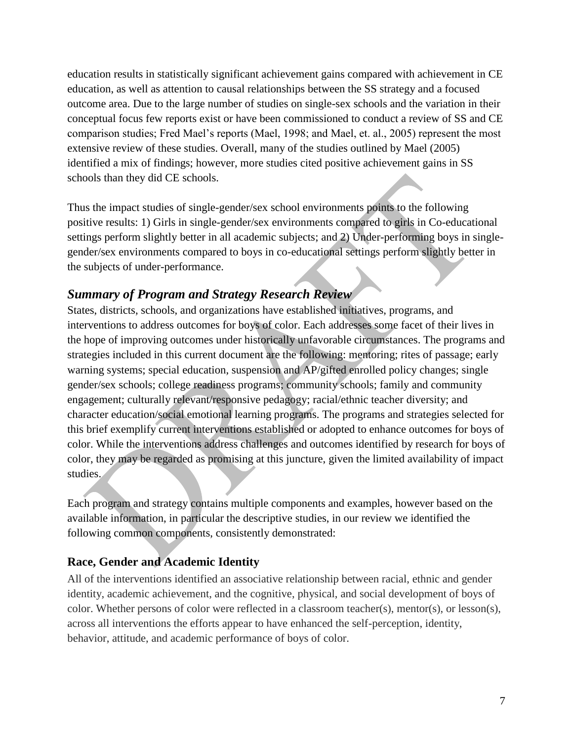education results in statistically significant achievement gains compared with achievement in CE education, as well as attention to causal relationships between the SS strategy and a focused outcome area. Due to the large number of studies on single-sex schools and the variation in their conceptual focus few reports exist or have been commissioned to conduct a review of SS and CE comparison studies; Fred Mael's reports (Mael, 1998; and Mael, et. al., 2005) represent the most extensive review of these studies. Overall, many of the studies outlined by Mael (2005) identified a mix of findings; however, more studies cited positive achievement gains in SS schools than they did CE schools.

Thus the impact studies of single-gender/sex school environments points to the following positive results: 1) Girls in single-gender/sex environments compared to girls in Co-educational settings perform slightly better in all academic subjects; and 2) Under-performing boys in single-gender/sex environments compared to boys in co-educational settings perform slightly better in the subjects of under-performance.

## *Summary of Program and Strategy Research Review*

States, districts, schools, and organizations have established initiatives, programs, and interventions to address outcomes for boys of color. Each addresses some facet of their lives in the hope of improving outcomes under historically unfavorable circumstances. The programs and strategies included in this current document are the following: mentoring; rites of passage; early warning systems; special education, suspension and AP/gifted enrolled policy changes; single gender/sex schools; college readiness programs; community schools; family and community engagement; culturally relevant/responsive pedagogy; racial/ethnic teacher diversity; and character education/social emotional learning programs. The programs and strategies selected for this brief exemplify current interventions established or adopted to enhance outcomes for boys of color. While the interventions address challenges and outcomes identified by research for boys of color, they may be regarded as promising at this juncture, given the limited availability of impact studies.

Each program and strategy contains multiple components and examples, however based on the available information, in particular the descriptive studies, in our review we identified the following common components, consistently demonstrated:

### Race, Gender and Academic Identity

All of the interventions identified an associative relationship between racial, ethnic and gender identity, academic achievement, and the cognitive, physical, and social development of boys of color. Whether persons of color were reflected in a classroom teacher(s), mentor(s), or lesson(s), across all interventions the efforts appear to have enhanced the self-perception, identity, behavior, attitude, and academic performance of boys of color.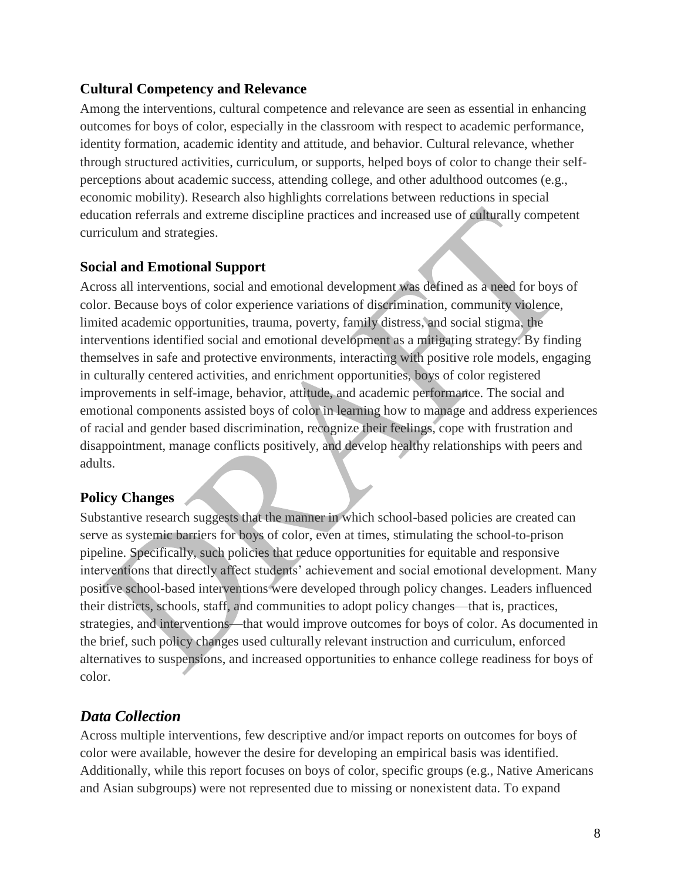### Cultural Competency and Relevance

Among the interventions, cultural competence and relevance are seen as essential in enhancing outcomes for boys of color, especially in the classroom with respect to academic performance, identity formation, academic identity and attitude, and behavior. Cultural relevance, whether through structured activities, curriculum, or supports, helped boys of color to change their self-perceptions about academic success, attending college, and other adulthood outcomes (e.g., economic mobility). Research also highlights correlations between reductions in special education referrals and extreme discipline practices and increased use of culturally competent curriculum and strategies.

### Social and Emotional Support

Across all interventions, social and emotional development was defined as a need for boys of color. Because boys of color experience variations of discrimination, community violence, limited academic opportunities, trauma, poverty, family distress, and social stigma, the interventions identified social and emotional development as a mitigating strategy. By finding themselves in safe and protective environments, interacting with positive role models, engaging in culturally centered activities, and enrichment opportunities, boys of color registered improvements in self-image, behavior, attitude, and academic performance. The social and emotional components assisted boys of color in learning how to manage and address experiences of racial and gender based discrimination, recognize their feelings, cope with frustration and disappointment, manage conflicts positively, and develop healthy relationships with peers and adults.

### Policy Changes

Substantive research suggests that the manner in which school-based policies are created can serve as systemic barriers for boys of color, even at times, stimulating the school-to-prison pipeline. Specifically, such policies that reduce opportunities for equitable and responsive interventions that directly affect students' achievement and social emotional development. Many positive school-based interventions were developed through policy changes. Leaders influenced their districts, schools, staff, and communities to adopt policy changes—that is, practices, strategies, and interventions—that would improve outcomes for boys of color. As documented in the brief, such policy changes used culturally relevant instruction and curriculum, enforced alternatives to suspensions, and increased opportunities to enhance college readiness for boys of color.

## *Data Collection*

Across multiple interventions, few descriptive and/or impact reports on outcomes for boys of color were available, however the desire for developing an empirical basis was identified. Additionally, while this report focuses on boys of color, specific groups (e.g., Native Americans and Asian subgroups) were not represented due to missing or nonexistent data. To expand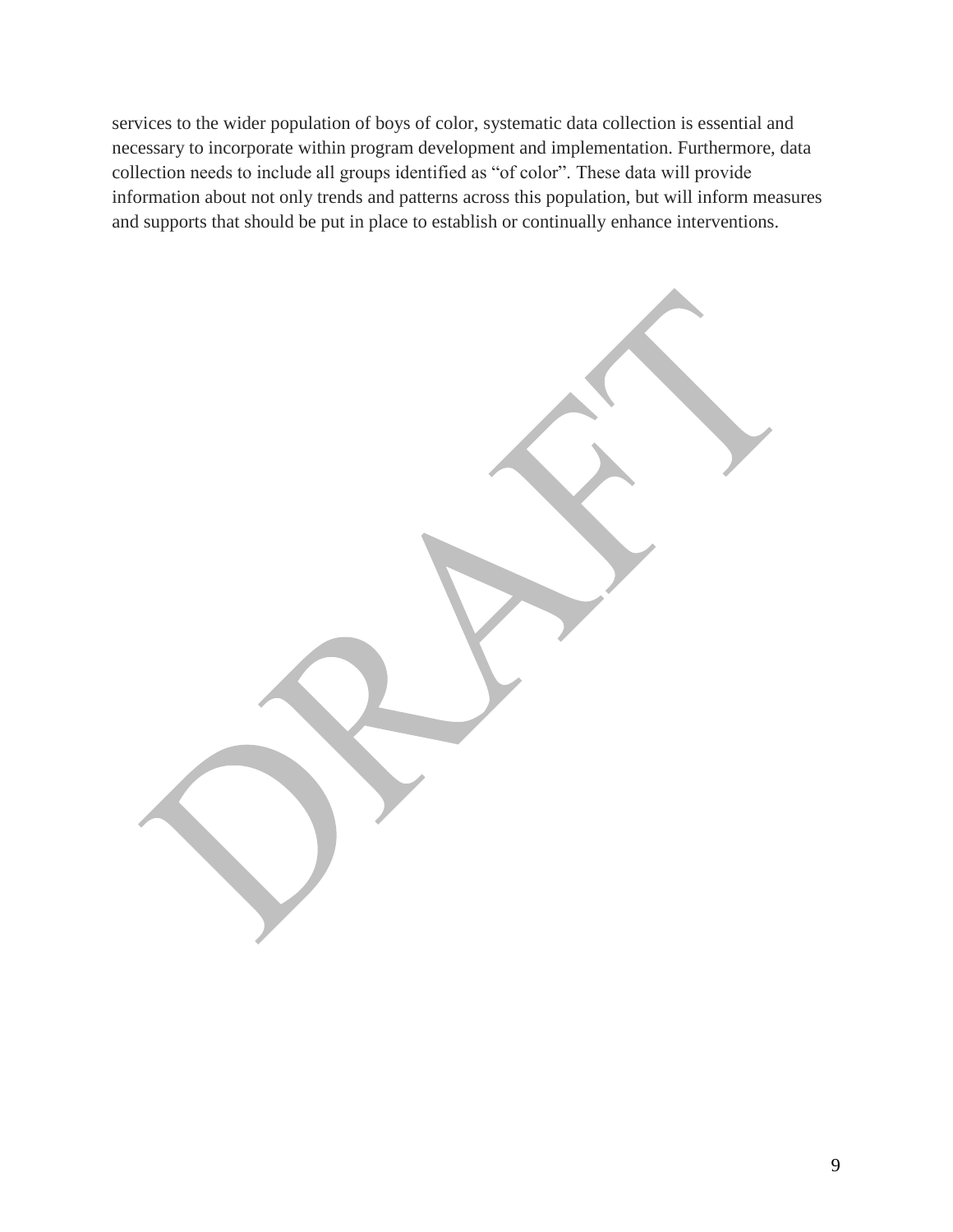services to the wider population of boys of color, systematic data collection is essential and necessary to incorporate within program development and implementation. Furthermore, data collection needs to include all groups identified as "of color". These data will provide information about not only trends and patterns across this population, but will inform measures and supports that should be put in place to establish or continually enhance interventions.